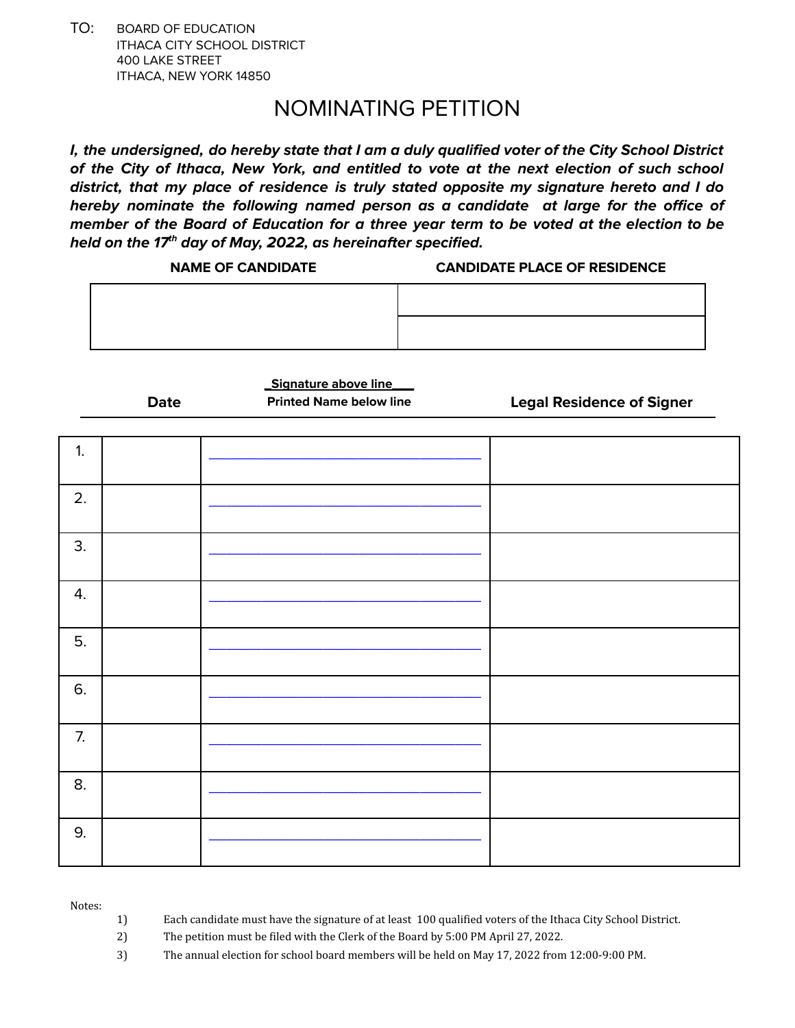TO: BOARD OF EDUCATION
ITHACA CITY SCHOOL DISTRICT
400 LAKE STREET
ITHACA, NEW YORK 14850

# NOMINATING PETITION

***I, the undersigned, do hereby state that I am a duly qualified voter of the City School District of the City of Ithaca, New York, and entitled to vote at the next election of such school district, that my place of residence is truly stated opposite my signature hereto and I do hereby nominate the following named person as a candidate at large for the office of member of the Board of Education for a three year term to be voted at the election to be held on the 17th day of May, 2022, as hereinafter specified.***

| NAME OF CANDIDATE | CANDIDATE PLACE OF RESIDENCE |
|---|---|
| | |
| | |

| | Date | Signature above line / Printed Name below line | Legal Residence of Signer |
|---|---|---|---|
| 1. | | | |
| 2. | | | |
| 3. | | | |
| 4. | | | |
| 5. | | | |
| 6. | | | |
| 7. | | | |
| 8. | | | |
| 9. | | | |

Notes:

1) Each candidate must have the signature of at least 100 qualified voters of the Ithaca City School District.
2) The petition must be filed with the Clerk of the Board by 5:00 PM April 27, 2022.
3) The annual election for school board members will be held on May 17, 2022 from 12:00-9:00 PM.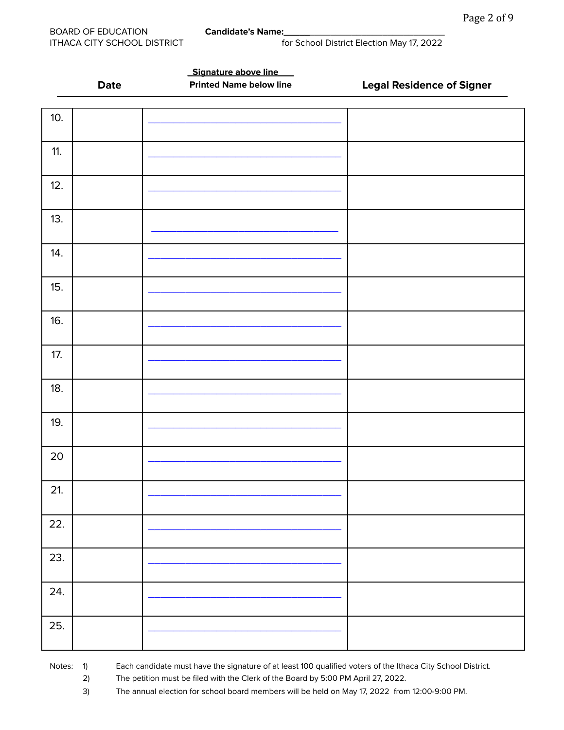BOARD OF EDUCATION
ITHACA CITY SCHOOL DISTRICT

**Candidate's Name:**______________________________
for School District Election May 17, 2022

| | Date | Signature above line / Printed Name below line | Legal Residence of Signer |
|---|---|---|---|
| 10. | | ______________________________ | |
| 11. | | ______________________________ | |
| 12. | | ______________________________ | |
| 13. | | ______________________________ | |
| 14. | | ______________________________ | |
| 15. | | ______________________________ | |
| 16. | | ______________________________ | |
| 17. | | ______________________________ | |
| 18. | | ______________________________ | |
| 19. | | ______________________________ | |
| 20 | | ______________________________ | |
| 21. | | ______________________________ | |
| 22. | | ______________________________ | |
| 23. | | ______________________________ | |
| 24. | | ______________________________ | |
| 25. | | ______________________________ | |

Notes:
1) Each candidate must have the signature of at least 100 qualified voters of the Ithaca City School District.
2) The petition must be filed with the Clerk of the Board by 5:00 PM April 27, 2022.
3) The annual election for school board members will be held on May 17, 2022 from 12:00-9:00 PM.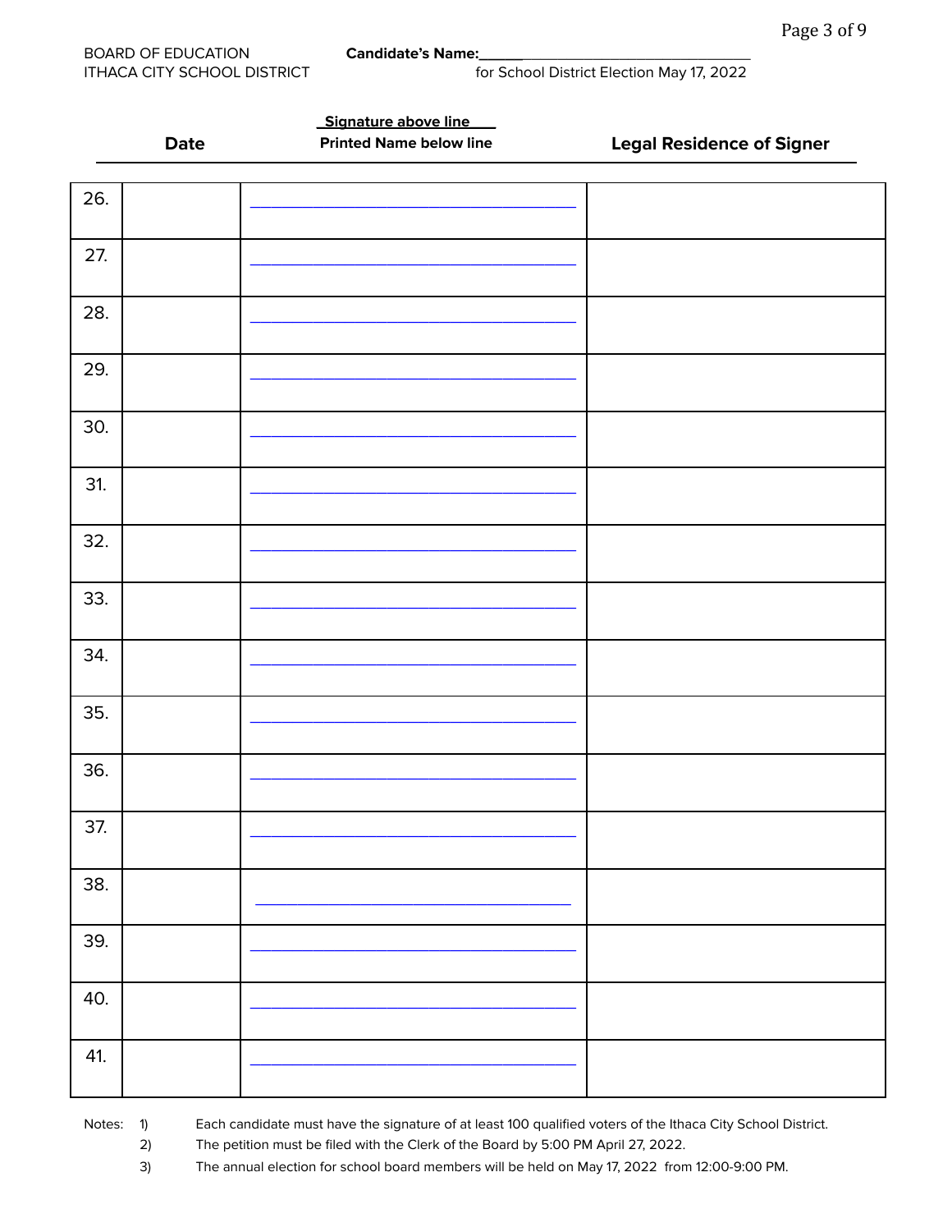BOARD OF EDUCATION
ITHACA CITY SCHOOL DISTRICT

**Candidate's Name:**______________________________
for School District Election May 17, 2022

| | Date | Signature above line / Printed Name below line | Legal Residence of Signer |
|---|---|---|---|
| 26. | | ______________________________ | |
| 27. | | ______________________________ | |
| 28. | | ______________________________ | |
| 29. | | ______________________________ | |
| 30. | | ______________________________ | |
| 31. | | ______________________________ | |
| 32. | | ______________________________ | |
| 33. | | ______________________________ | |
| 34. | | ______________________________ | |
| 35. | | ______________________________ | |
| 36. | | ______________________________ | |
| 37. | | ______________________________ | |
| 38. | | ______________________________ | |
| 39. | | ______________________________ | |
| 40. | | ______________________________ | |
| 41. | | ______________________________ | |

Notes:
1) Each candidate must have the signature of at least 100 qualified voters of the Ithaca City School District.
2) The petition must be filed with the Clerk of the Board by 5:00 PM April 27, 2022.
3) The annual election for school board members will be held on May 17, 2022 from 12:00-9:00 PM.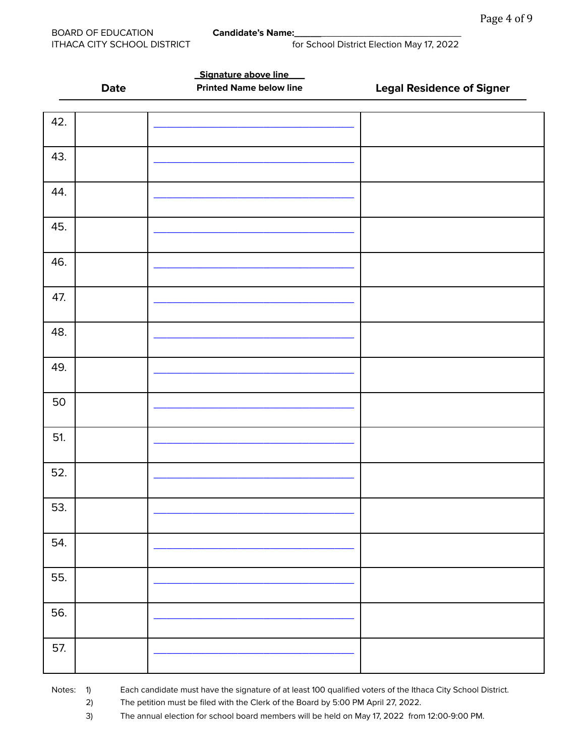BOARD OF EDUCATION
ITHACA CITY SCHOOL DISTRICT

**Candidate's Name:**_______________________________
for School District Election May 17, 2022

| | Date | Signature above line / Printed Name below line | Legal Residence of Signer |
|---|---|---|---|
| 42. | | ________________________________ | |
| 43. | | ________________________________ | |
| 44. | | ________________________________ | |
| 45. | | ________________________________ | |
| 46. | | ________________________________ | |
| 47. | | ________________________________ | |
| 48. | | ________________________________ | |
| 49. | | ________________________________ | |
| 50 | | ________________________________ | |
| 51. | | ________________________________ | |
| 52. | | ________________________________ | |
| 53. | | ________________________________ | |
| 54. | | ________________________________ | |
| 55. | | ________________________________ | |
| 56. | | ________________________________ | |
| 57. | | ________________________________ | |

Notes:
1) Each candidate must have the signature of at least 100 qualified voters of the Ithaca City School District.
2) The petition must be filed with the Clerk of the Board by 5:00 PM April 27, 2022.
3) The annual election for school board members will be held on May 17, 2022 from 12:00-9:00 PM.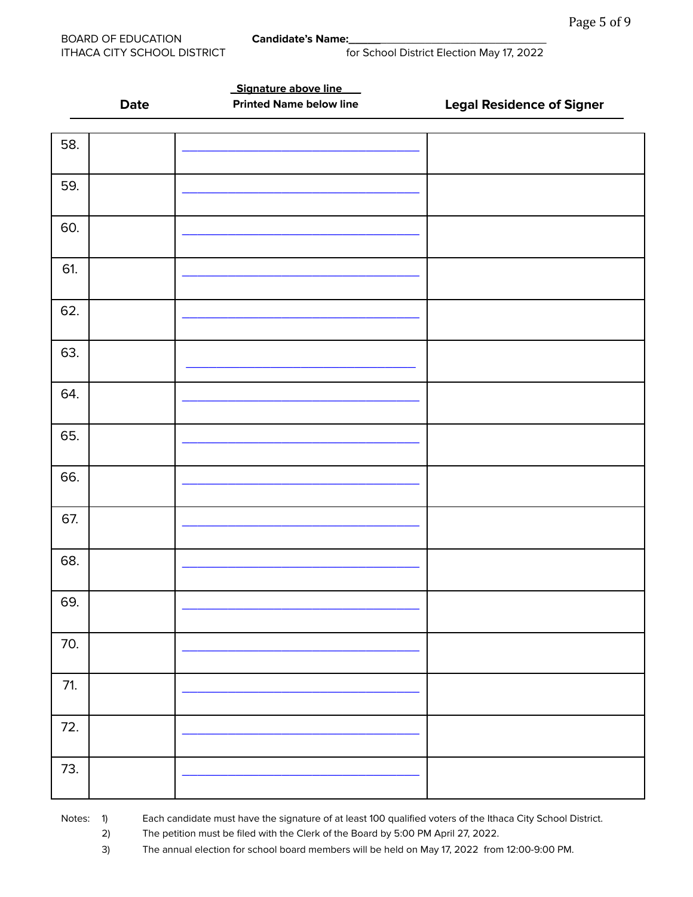BOARD OF EDUCATION
ITHACA CITY SCHOOL DISTRICT

**Candidate's Name:**_______________________________________
for School District Election May 17, 2022

| | Date | Signature above line / Printed Name below line | Legal Residence of Signer |
|---|---|---|---|
| 58. | | ___________________________________ | |
| 59. | | ___________________________________ | |
| 60. | | ___________________________________ | |
| 61. | | ___________________________________ | |
| 62. | | ___________________________________ | |
| 63. | | ___________________________________ | |
| 64. | | ___________________________________ | |
| 65. | | ___________________________________ | |
| 66. | | ___________________________________ | |
| 67. | | ___________________________________ | |
| 68. | | ___________________________________ | |
| 69. | | ___________________________________ | |
| 70. | | ___________________________________ | |
| 71. | | ___________________________________ | |
| 72. | | ___________________________________ | |
| 73. | | ___________________________________ | |

Notes:
1) Each candidate must have the signature of at least 100 qualified voters of the Ithaca City School District.
2) The petition must be filed with the Clerk of the Board by 5:00 PM April 27, 2022.
3) The annual election for school board members will be held on May 17, 2022 from 12:00-9:00 PM.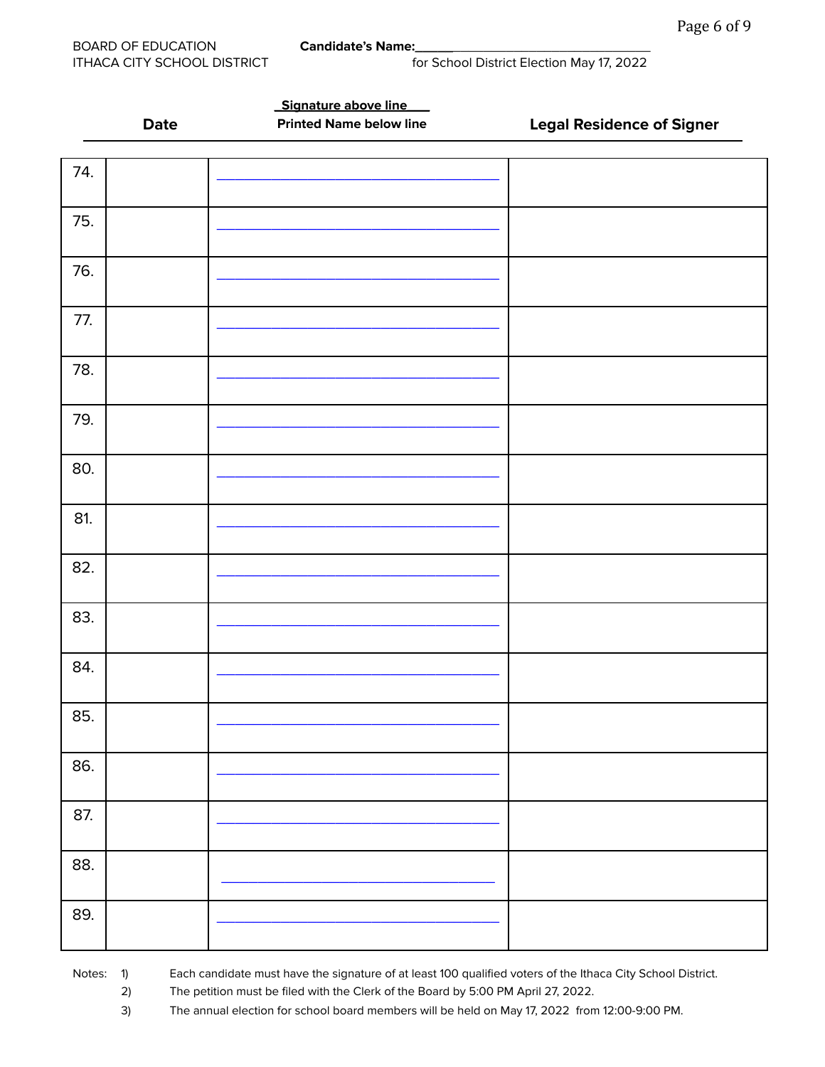BOARD OF EDUCATION
ITHACA CITY SCHOOL DISTRICT

**Candidate's Name:**______________________________
for School District Election May 17, 2022

| | Date | Signature above line / Printed Name below line | Legal Residence of Signer |
|---|---|---|---|
| 74. | | ______________________________ | |
| 75. | | ______________________________ | |
| 76. | | ______________________________ | |
| 77. | | ______________________________ | |
| 78. | | ______________________________ | |
| 79. | | ______________________________ | |
| 80. | | ______________________________ | |
| 81. | | ______________________________ | |
| 82. | | ______________________________ | |
| 83. | | ______________________________ | |
| 84. | | ______________________________ | |
| 85. | | ______________________________ | |
| 86. | | ______________________________ | |
| 87. | | ______________________________ | |
| 88. | | ______________________________ | |
| 89. | | ______________________________ | |

Notes:
1) Each candidate must have the signature of at least 100 qualified voters of the Ithaca City School District.
2) The petition must be filed with the Clerk of the Board by 5:00 PM April 27, 2022.
3) The annual election for school board members will be held on May 17, 2022 from 12:00-9:00 PM.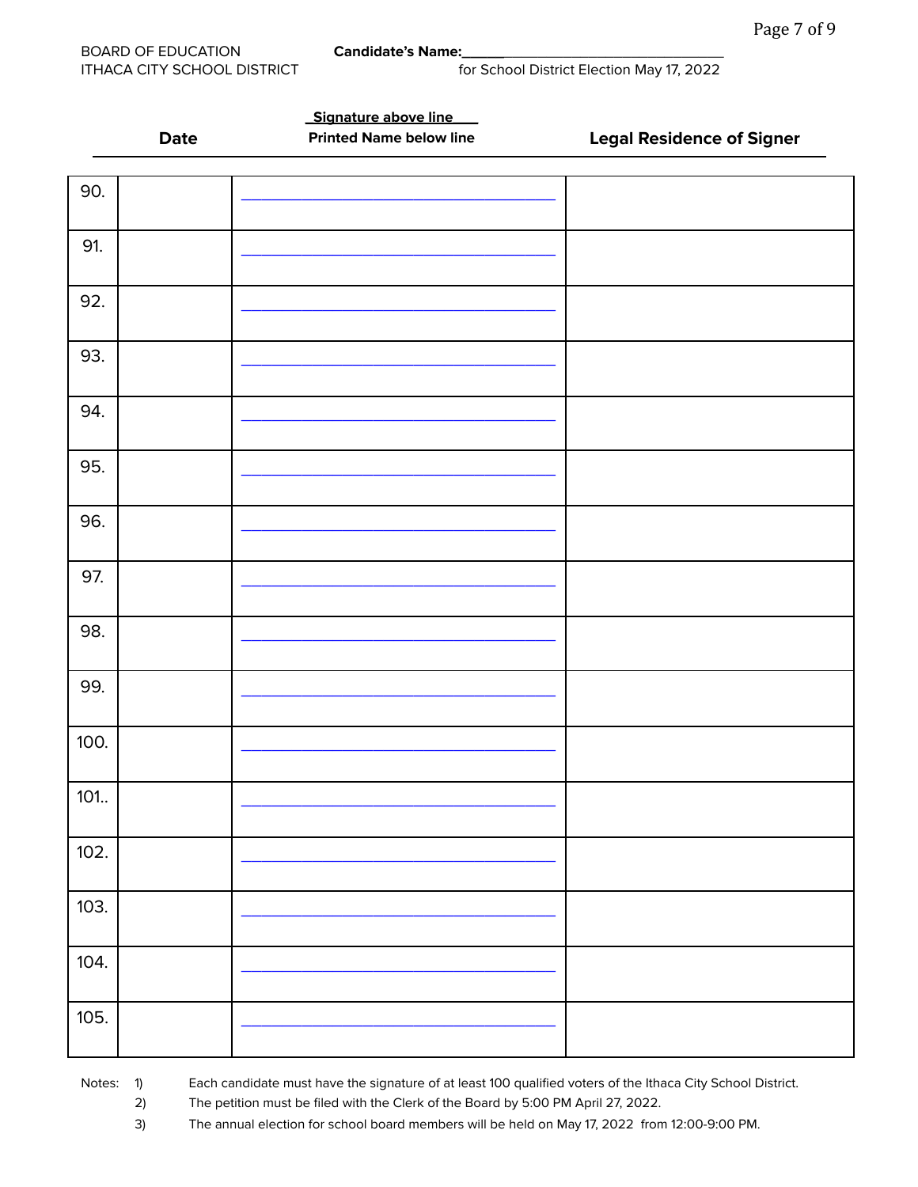BOARD OF EDUCATION
ITHACA CITY SCHOOL DISTRICT

**Candidate's Name:**______________________________
for School District Election May 17, 2022

| | Date | Signature above line / Printed Name below line | Legal Residence of Signer |
|---|---|---|---|
| 90. | | ______________________________ | |
| 91. | | ______________________________ | |
| 92. | | ______________________________ | |
| 93. | | ______________________________ | |
| 94. | | ______________________________ | |
| 95. | | ______________________________ | |
| 96. | | ______________________________ | |
| 97. | | ______________________________ | |
| 98. | | ______________________________ | |
| 99. | | ______________________________ | |
| 100. | | ______________________________ | |
| 101.. | | ______________________________ | |
| 102. | | ______________________________ | |
| 103. | | ______________________________ | |
| 104. | | ______________________________ | |
| 105. | | ______________________________ | |

Notes:
1) Each candidate must have the signature of at least 100 qualified voters of the Ithaca City School District.
2) The petition must be filed with the Clerk of the Board by 5:00 PM April 27, 2022.
3) The annual election for school board members will be held on May 17, 2022 from 12:00-9:00 PM.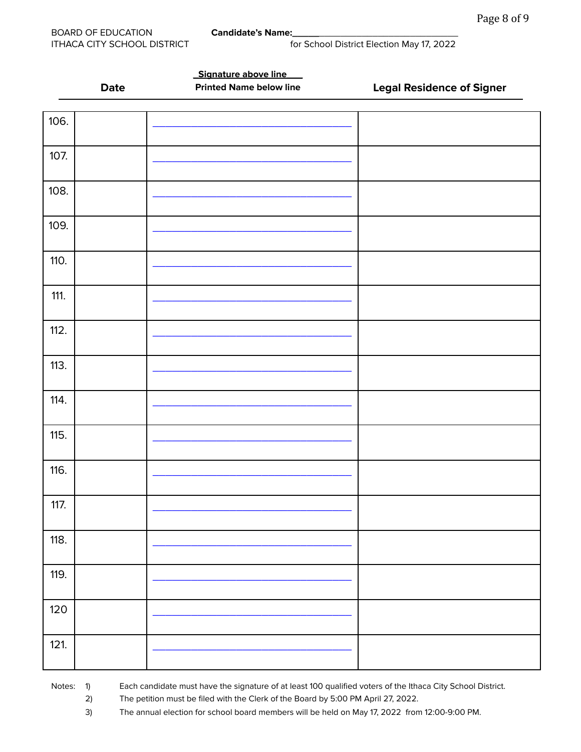BOARD OF EDUCATION
ITHACA CITY SCHOOL DISTRICT

**Candidate's Name:**______________________________
for School District Election May 17, 2022

| | Date | Signature above line<br>Printed Name below line | Legal Residence of Signer |
|---|---|---|---|
| 106. | | ______________________________ | |
| 107. | | ______________________________ | |
| 108. | | ______________________________ | |
| 109. | | ______________________________ | |
| 110. | | ______________________________ | |
| 111. | | ______________________________ | |
| 112. | | ______________________________ | |
| 113. | | ______________________________ | |
| 114. | | ______________________________ | |
| 115. | | ______________________________ | |
| 116. | | ______________________________ | |
| 117. | | ______________________________ | |
| 118. | | ______________________________ | |
| 119. | | ______________________________ | |
| 120 | | ______________________________ | |
| 121. | | ______________________________ | |

Notes:
1) Each candidate must have the signature of at least 100 qualified voters of the Ithaca City School District.
2) The petition must be filed with the Clerk of the Board by 5:00 PM April 27, 2022.
3) The annual election for school board members will be held on May 17, 2022 from 12:00-9:00 PM.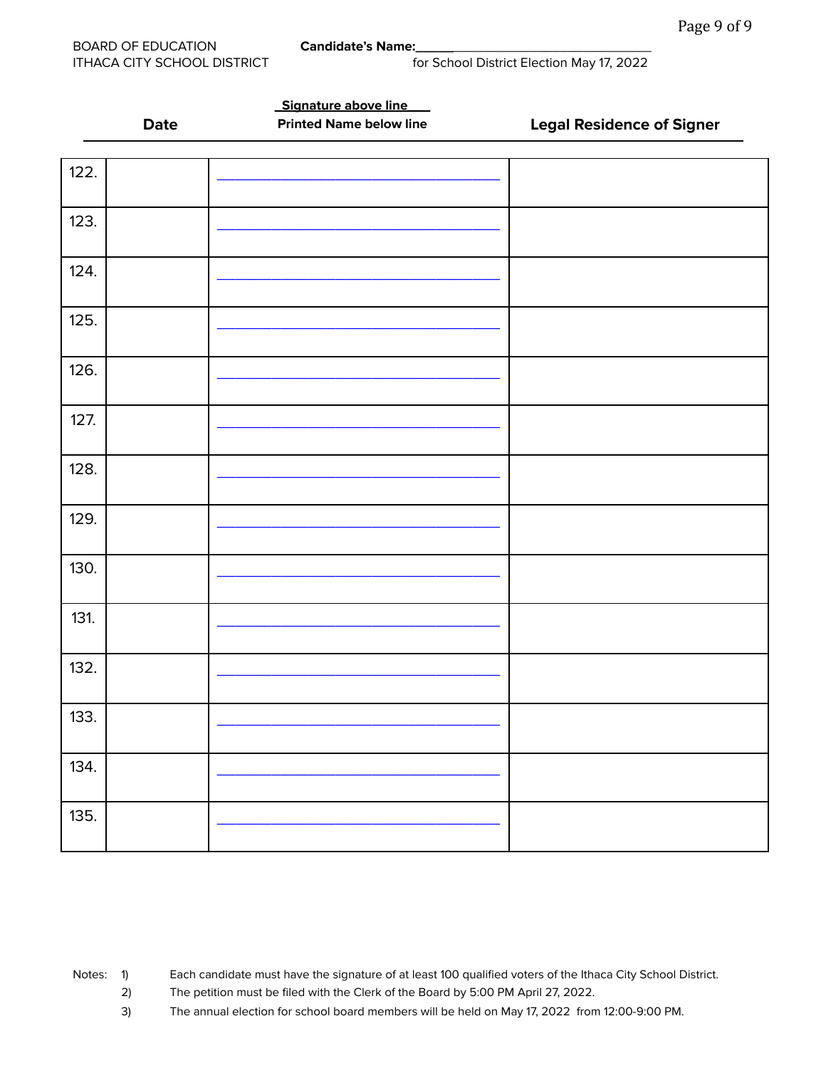BOARD OF EDUCATION
ITHACA CITY SCHOOL DISTRICT

**Candidate's Name:**______________________________

for School District Election May 17, 2022

| | Date | Signature above line<br>Printed Name below line | Legal Residence of Signer |
|---|---|---|---|
| 122. | | | |
| 123. | | | |
| 124. | | | |
| 125. | | | |
| 126. | | | |
| 127. | | | |
| 128. | | | |
| 129. | | | |
| 130. | | | |
| 131. | | | |
| 132. | | | |
| 133. | | | |
| 134. | | | |
| 135. | | | |

Notes:
1) Each candidate must have the signature of at least 100 qualified voters of the Ithaca City School District.
2) The petition must be filed with the Clerk of the Board by 5:00 PM April 27, 2022.
3) The annual election for school board members will be held on May 17, 2022 from 12:00-9:00 PM.